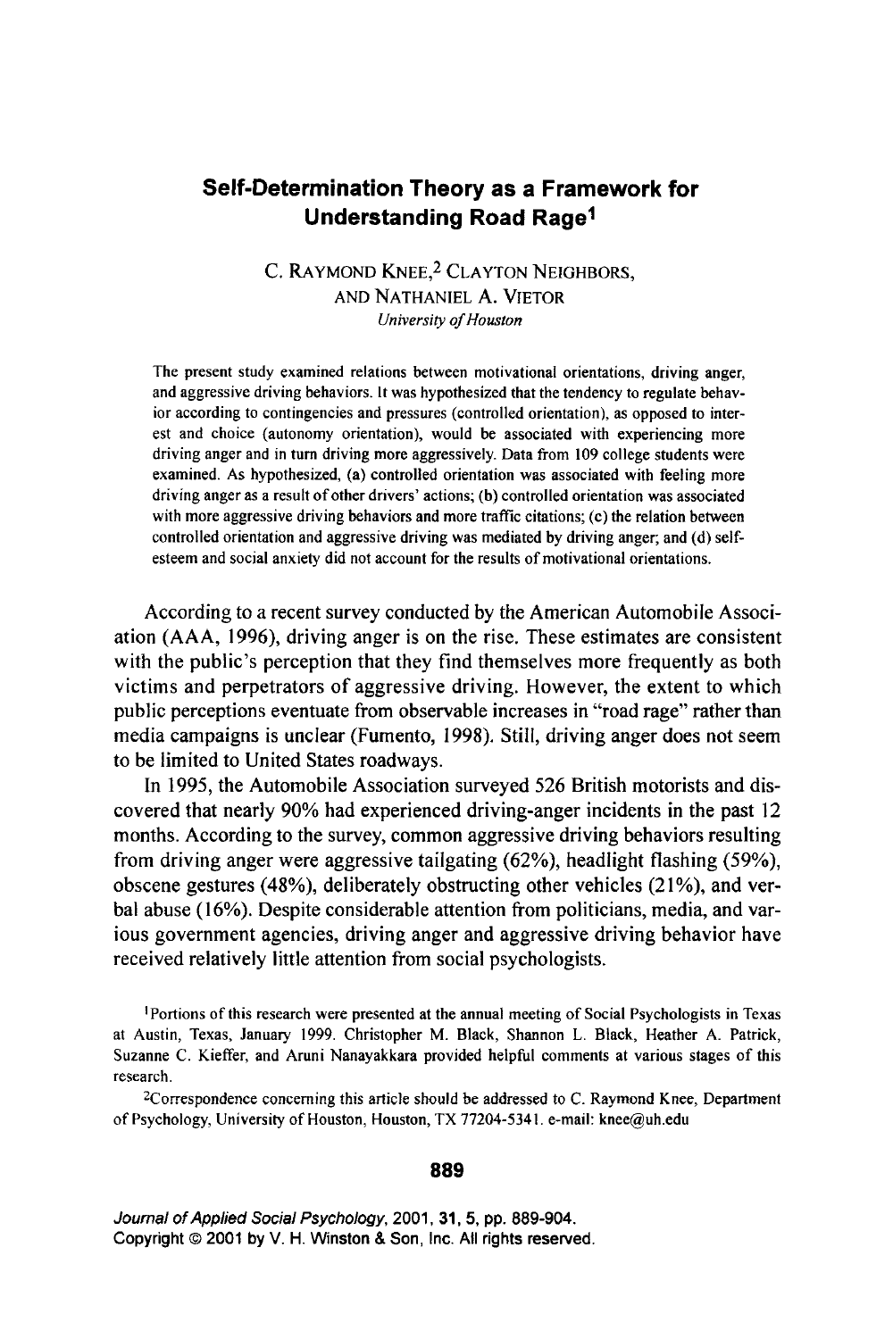# Self-Determination Theory as a Framework for Understanding Road Rage[1]

C. Raymond Knee,[2] Clayton Neighbors, and Nathaniel A. Vietor

*University of Houston*

The present study examined relations between motivational orientations, driving anger, and aggressive driving behaviors. It was hypothesized that the tendency to regulate behavior according to contingencies and pressures (controlled orientation), as opposed to interest and choice (autonomy orientation), would be associated with experiencing more driving anger and in turn driving more aggressively. Data from 109 college students were examined. As hypothesized, (a) controlled orientation was associated with feeling more driving anger as a result of other drivers' actions; (b) controlled orientation was associated with more aggressive driving behaviors and more traffic citations; (c) the relation between controlled orientation and aggressive driving was mediated by driving anger; and (d) self-esteem and social anxiety did not account for the results of motivational orientations.

According to a recent survey conducted by the American Automobile Association (AAA, 1996), driving anger is on the rise. These estimates are consistent with the public's perception that they find themselves more frequently as both victims and perpetrators of aggressive driving. However, the extent to which public perceptions eventuate from observable increases in "road rage" rather than media campaigns is unclear (Fumento, 1998). Still, driving anger does not seem to be limited to United States roadways.

In 1995, the Automobile Association surveyed 526 British motorists and discovered that nearly 90% had experienced driving-anger incidents in the past 12 months. According to the survey, common aggressive driving behaviors resulting from driving anger were aggressive tailgating (62%), headlight flashing (59%), obscene gestures (48%), deliberately obstructing other vehicles (21%), and verbal abuse (16%). Despite considerable attention from politicians, media, and various government agencies, driving anger and aggressive driving behavior have received relatively little attention from social psychologists.

[1]Portions of this research were presented at the annual meeting of Social Psychologists in Texas at Austin, Texas, January 1999. Christopher M. Black, Shannon L. Black, Heather A. Patrick, Suzanne C. Kieffer, and Aruni Nanayakkara provided helpful comments at various stages of this research.

[2]Correspondence concerning this article should be addressed to C. Raymond Knee, Department of Psychology, University of Houston, Houston, TX 77204-5341. e-mail: knee@uh.edu

*Journal of Applied Social Psychology*, 2001, **31**, 5, pp. 889-904.
Copyright © 2001 by V. H. Winston & Son, Inc. All rights reserved.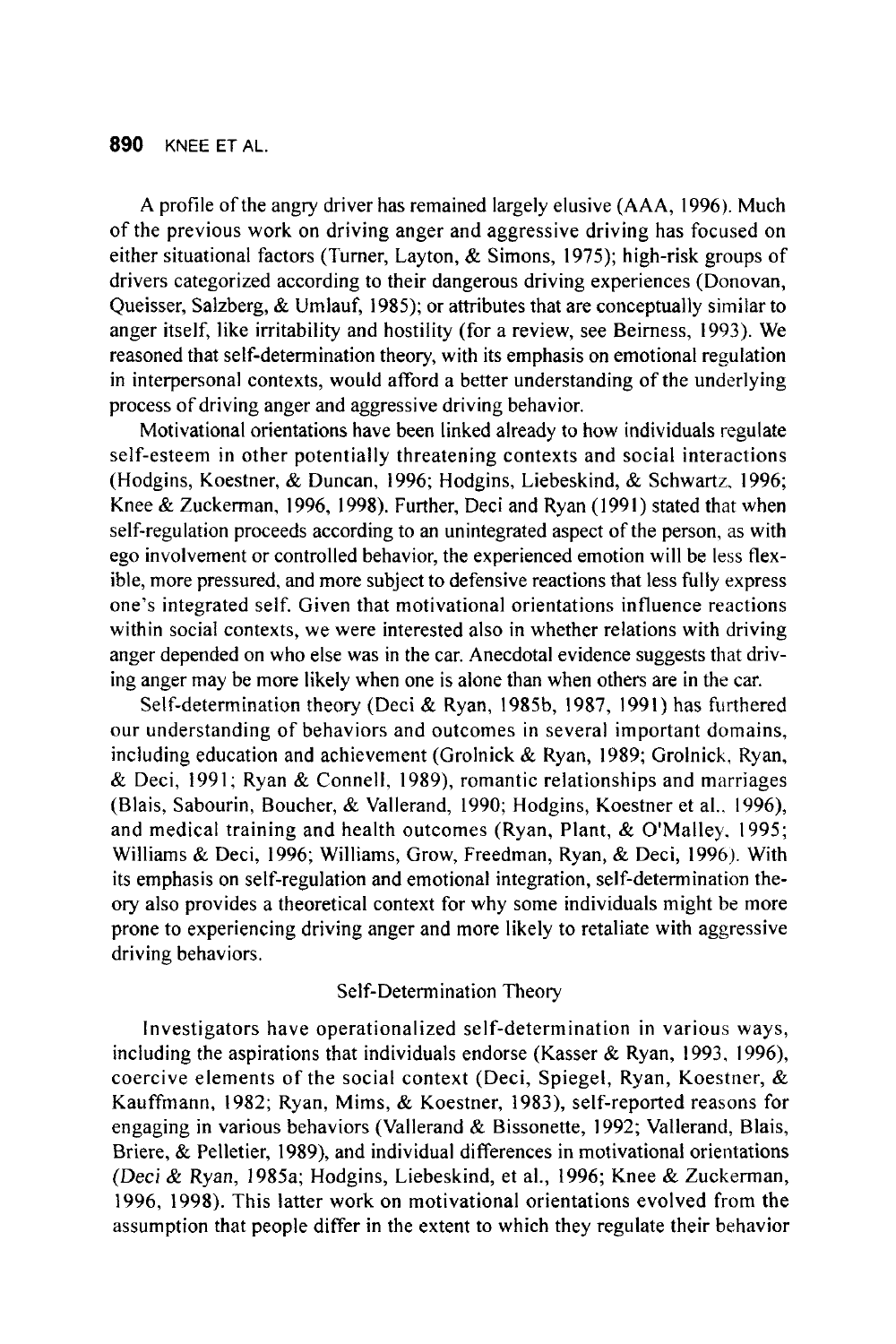A profile of the angry driver has remained largely elusive (AAA, 1996). Much of the previous work on driving anger and aggressive driving has focused on either situational factors (Turner, Layton, & Simons, 1975); high-risk groups of drivers categorized according to their dangerous driving experiences (Donovan, Queisser, Salzberg, & Umlauf, 1985); or attributes that are conceptually similar to anger itself, like irritability and hostility (for a review, see Beirness, 1993). We reasoned that self-determination theory, with its emphasis on emotional regulation in interpersonal contexts, would afford a better understanding of the underlying process of driving anger and aggressive driving behavior.

Motivational orientations have been linked already to how individuals regulate self-esteem in other potentially threatening contexts and social interactions (Hodgins, Koestner, & Duncan, 1996; Hodgins, Liebeskind, & Schwartz, 1996; Knee & Zuckerman, 1996, 1998). Further, Deci and Ryan (1991) stated that when self-regulation proceeds according to an unintegrated aspect of the person, as with ego involvement or controlled behavior, the experienced emotion will be less flexible, more pressured, and more subject to defensive reactions that less fully express one's integrated self. Given that motivational orientations influence reactions within social contexts, we were interested also in whether relations with driving anger depended on who else was in the car. Anecdotal evidence suggests that driving anger may be more likely when one is alone than when others are in the car.

Self-determination theory (Deci & Ryan, 1985b, 1987, 1991) has furthered our understanding of behaviors and outcomes in several important domains, including education and achievement (Grolnick & Ryan, 1989; Grolnick, Ryan, & Deci, 1991; Ryan & Connell, 1989), romantic relationships and marriages (Blais, Sabourin, Boucher, & Vallerand, 1990; Hodgins, Koestner et al., 1996), and medical training and health outcomes (Ryan, Plant, & O'Malley, 1995; Williams & Deci, 1996; Williams, Grow, Freedman, Ryan, & Deci, 1996). With its emphasis on self-regulation and emotional integration, self-determination theory also provides a theoretical context for why some individuals might be more prone to experiencing driving anger and more likely to retaliate with aggressive driving behaviors.

## Self-Determination Theory

Investigators have operationalized self-determination in various ways, including the aspirations that individuals endorse (Kasser & Ryan, 1993, 1996), coercive elements of the social context (Deci, Spiegel, Ryan, Koestner, & Kauffmann, 1982; Ryan, Mims, & Koestner, 1983), self-reported reasons for engaging in various behaviors (Vallerand & Bissonette, 1992; Vallerand, Blais, Briere, & Pelletier, 1989), and individual differences in motivational orientations (Deci & Ryan, 1985a; Hodgins, Liebeskind, et al., 1996; Knee & Zuckerman, 1996, 1998). This latter work on motivational orientations evolved from the assumption that people differ in the extent to which they regulate their behavior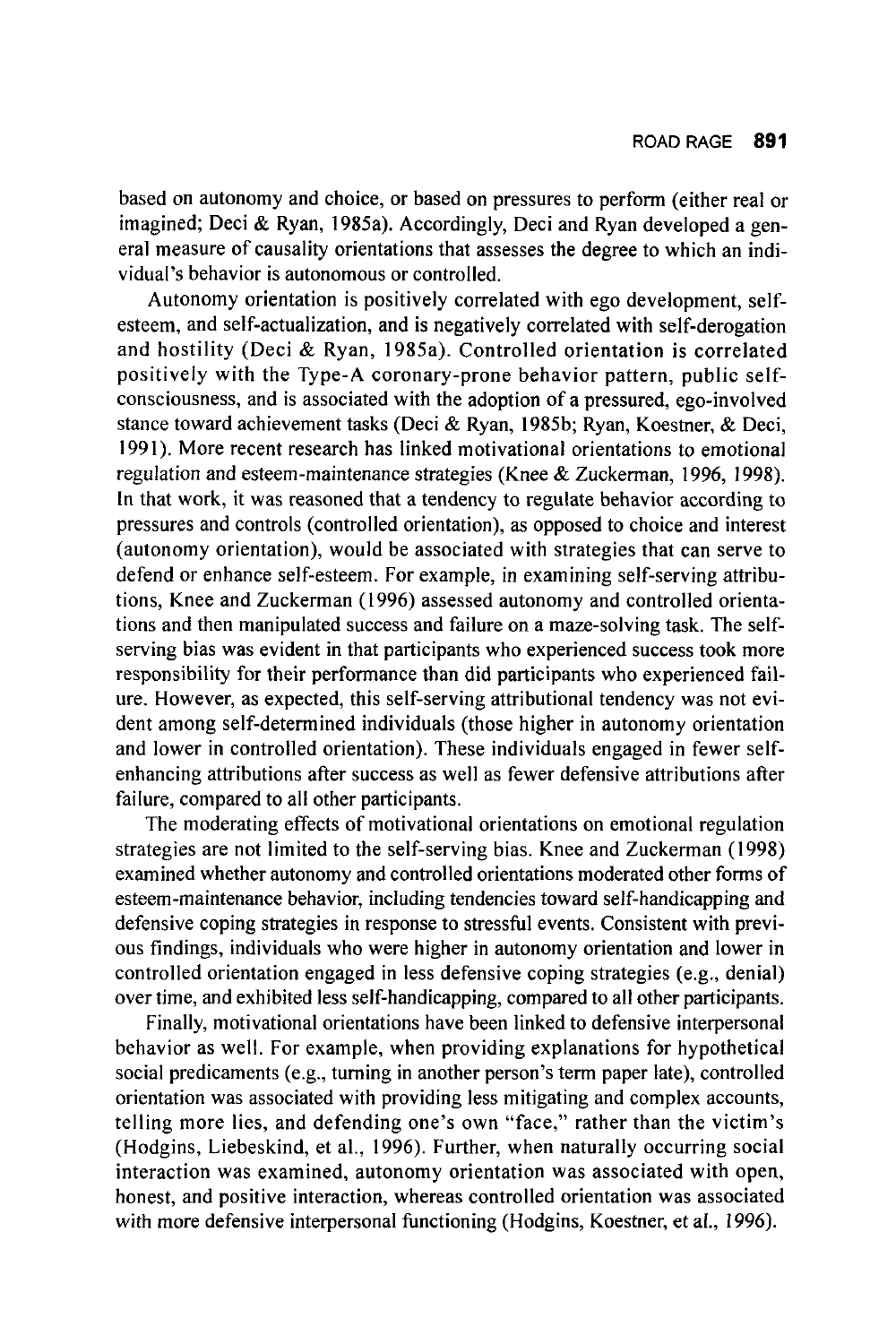based on autonomy and choice, or based on pressures to perform (either real or imagined; Deci & Ryan, 1985a). Accordingly, Deci and Ryan developed a general measure of causality orientations that assesses the degree to which an individual's behavior is autonomous or controlled.

Autonomy orientation is positively correlated with ego development, self-esteem, and self-actualization, and is negatively correlated with self-derogation and hostility (Deci & Ryan, 1985a). Controlled orientation is correlated positively with the Type-A coronary-prone behavior pattern, public self-consciousness, and is associated with the adoption of a pressured, ego-involved stance toward achievement tasks (Deci & Ryan, 1985b; Ryan, Koestner, & Deci, 1991). More recent research has linked motivational orientations to emotional regulation and esteem-maintenance strategies (Knee & Zuckerman, 1996, 1998). In that work, it was reasoned that a tendency to regulate behavior according to pressures and controls (controlled orientation), as opposed to choice and interest (autonomy orientation), would be associated with strategies that can serve to defend or enhance self-esteem. For example, in examining self-serving attributions, Knee and Zuckerman (1996) assessed autonomy and controlled orientations and then manipulated success and failure on a maze-solving task. The self-serving bias was evident in that participants who experienced success took more responsibility for their performance than did participants who experienced failure. However, as expected, this self-serving attributional tendency was not evident among self-determined individuals (those higher in autonomy orientation and lower in controlled orientation). These individuals engaged in fewer self-enhancing attributions after success as well as fewer defensive attributions after failure, compared to all other participants.

The moderating effects of motivational orientations on emotional regulation strategies are not limited to the self-serving bias. Knee and Zuckerman (1998) examined whether autonomy and controlled orientations moderated other forms of esteem-maintenance behavior, including tendencies toward self-handicapping and defensive coping strategies in response to stressful events. Consistent with previous findings, individuals who were higher in autonomy orientation and lower in controlled orientation engaged in less defensive coping strategies (e.g., denial) over time, and exhibited less self-handicapping, compared to all other participants.

Finally, motivational orientations have been linked to defensive interpersonal behavior as well. For example, when providing explanations for hypothetical social predicaments (e.g., turning in another person's term paper late), controlled orientation was associated with providing less mitigating and complex accounts, telling more lies, and defending one's own "face," rather than the victim's (Hodgins, Liebeskind, et al., 1996). Further, when naturally occurring social interaction was examined, autonomy orientation was associated with open, honest, and positive interaction, whereas controlled orientation was associated with more defensive interpersonal functioning (Hodgins, Koestner, et al., 1996).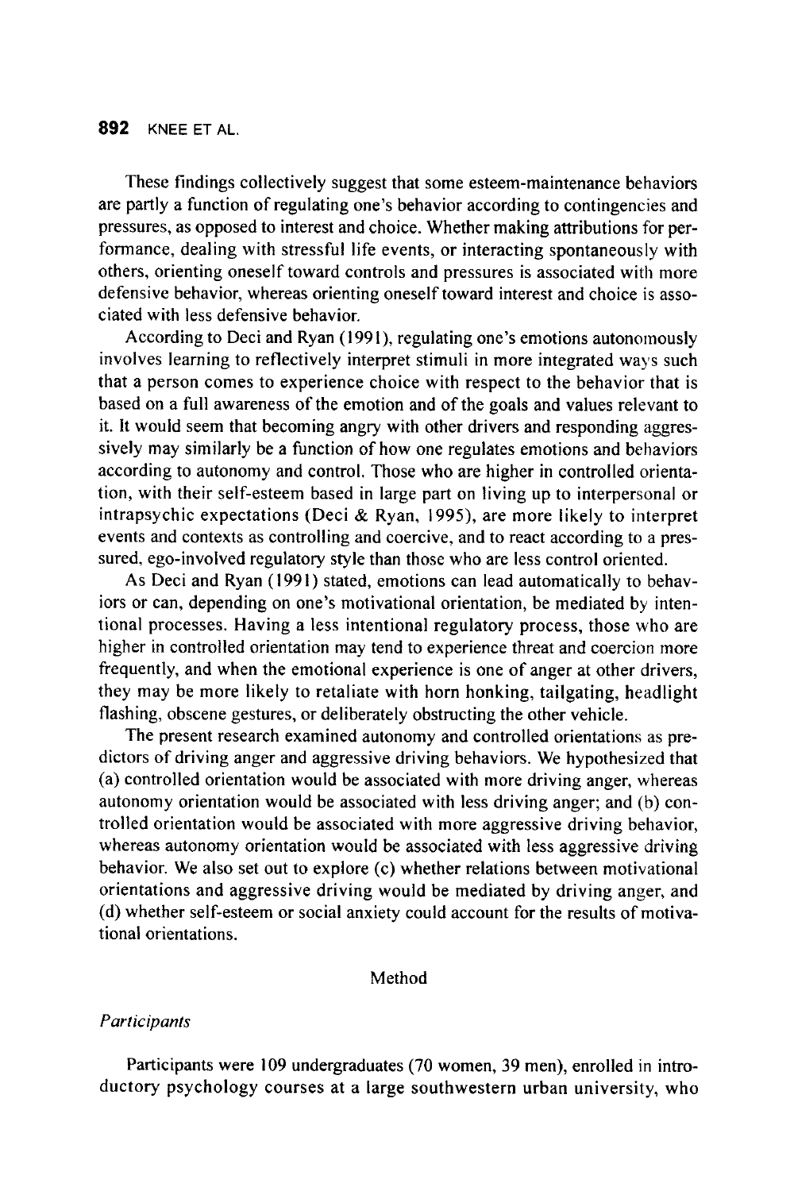These findings collectively suggest that some esteem-maintenance behaviors are partly a function of regulating one's behavior according to contingencies and pressures, as opposed to interest and choice. Whether making attributions for performance, dealing with stressful life events, or interacting spontaneously with others, orienting oneself toward controls and pressures is associated with more defensive behavior, whereas orienting oneself toward interest and choice is associated with less defensive behavior.

According to Deci and Ryan (1991), regulating one's emotions autonomously involves learning to reflectively interpret stimuli in more integrated ways such that a person comes to experience choice with respect to the behavior that is based on a full awareness of the emotion and of the goals and values relevant to it. It would seem that becoming angry with other drivers and responding aggressively may similarly be a function of how one regulates emotions and behaviors according to autonomy and control. Those who are higher in controlled orientation, with their self-esteem based in large part on living up to interpersonal or intrapsychic expectations (Deci & Ryan, 1995), are more likely to interpret events and contexts as controlling and coercive, and to react according to a pressured, ego-involved regulatory style than those who are less control oriented.

As Deci and Ryan (1991) stated, emotions can lead automatically to behaviors or can, depending on one's motivational orientation, be mediated by intentional processes. Having a less intentional regulatory process, those who are higher in controlled orientation may tend to experience threat and coercion more frequently, and when the emotional experience is one of anger at other drivers, they may be more likely to retaliate with horn honking, tailgating, headlight flashing, obscene gestures, or deliberately obstructing the other vehicle.

The present research examined autonomy and controlled orientations as predictors of driving anger and aggressive driving behaviors. We hypothesized that (a) controlled orientation would be associated with more driving anger, whereas autonomy orientation would be associated with less driving anger; and (b) controlled orientation would be associated with more aggressive driving behavior, whereas autonomy orientation would be associated with less aggressive driving behavior. We also set out to explore (c) whether relations between motivational orientations and aggressive driving would be mediated by driving anger, and (d) whether self-esteem or social anxiety could account for the results of motivational orientations.

## Method

### *Participants*

Participants were 109 undergraduates (70 women, 39 men), enrolled in introductory psychology courses at a large southwestern urban university, who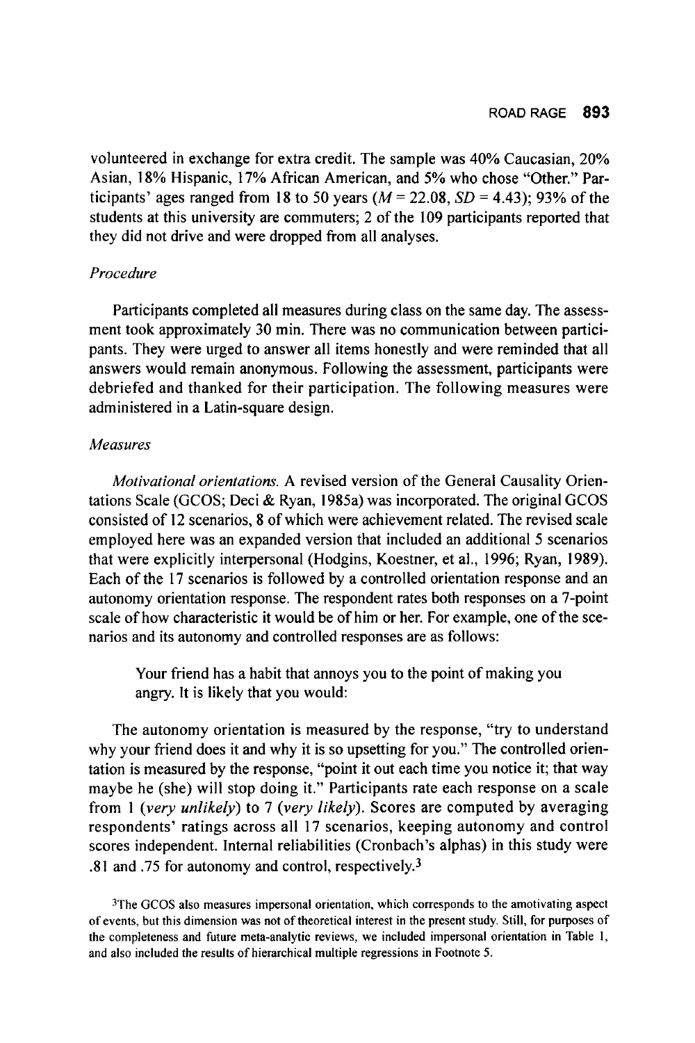volunteered in exchange for extra credit. The sample was 40% Caucasian, 20% Asian, 18% Hispanic, 17% African American, and 5% who chose "Other." Participants' ages ranged from 18 to 50 years ($M$ = 22.08, $SD$ = 4.43); 93% of the students at this university are commuters; 2 of the 109 participants reported that they did not drive and were dropped from all analyses.

### *Procedure*

Participants completed all measures during class on the same day. The assessment took approximately 30 min. There was no communication between participants. They were urged to answer all items honestly and were reminded that all answers would remain anonymous. Following the assessment, participants were debriefed and thanked for their participation. The following measures were administered in a Latin-square design.

### *Measures*

*Motivational orientations.* A revised version of the General Causality Orientations Scale (GCOS; Deci & Ryan, 1985a) was incorporated. The original GCOS consisted of 12 scenarios, 8 of which were achievement related. The revised scale employed here was an expanded version that included an additional 5 scenarios that were explicitly interpersonal (Hodgins, Koestner, et al., 1996; Ryan, 1989). Each of the 17 scenarios is followed by a controlled orientation response and an autonomy orientation response. The respondent rates both responses on a 7-point scale of how characteristic it would be of him or her. For example, one of the scenarios and its autonomy and controlled responses are as follows:

> Your friend has a habit that annoys you to the point of making you angry. It is likely that you would:

The autonomy orientation is measured by the response, "try to understand why your friend does it and why it is so upsetting for you." The controlled orientation is measured by the response, "point it out each time you notice it; that way maybe he (she) will stop doing it." Participants rate each response on a scale from 1 (*very unlikely*) to 7 (*very likely*). Scores are computed by averaging respondents' ratings across all 17 scenarios, keeping autonomy and control scores independent. Internal reliabilities (Cronbach's alphas) in this study were .81 and .75 for autonomy and control, respectively.[3]

[3]The GCOS also measures impersonal orientation, which corresponds to the amotivating aspect of events, but this dimension was not of theoretical interest in the present study. Still, for purposes of the completeness and future meta-analytic reviews, we included impersonal orientation in Table 1, and also included the results of hierarchical multiple regressions in Footnote 5.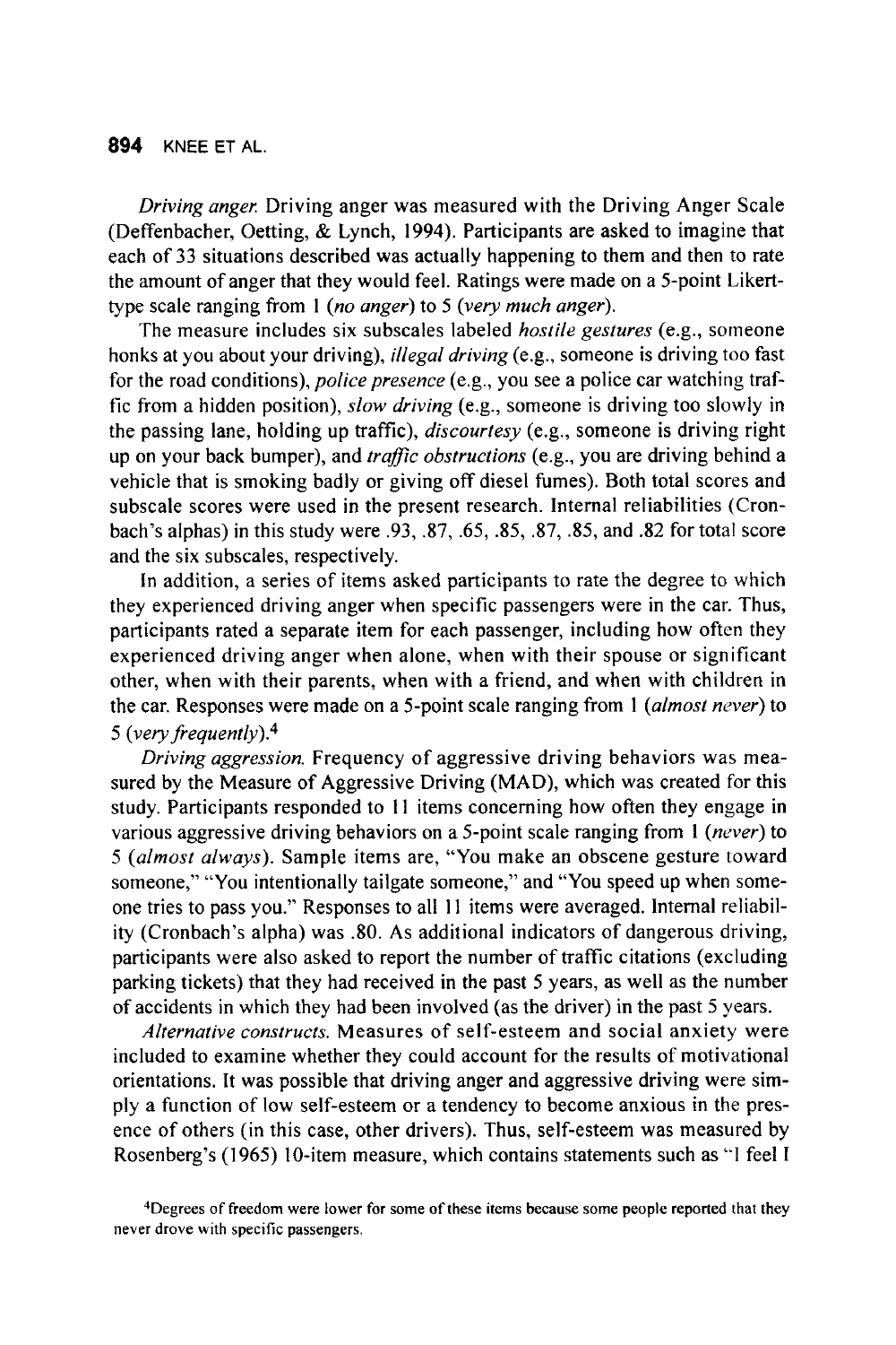*Driving anger.* Driving anger was measured with the Driving Anger Scale (Deffenbacher, Oetting, & Lynch, 1994). Participants are asked to imagine that each of 33 situations described was actually happening to them and then to rate the amount of anger that they would feel. Ratings were made on a 5-point Likert-type scale ranging from 1 (*no anger*) to 5 (*very much anger*).

The measure includes six subscales labeled *hostile gestures* (e.g., someone honks at you about your driving), *illegal driving* (e.g., someone is driving too fast for the road conditions), *police presence* (e.g., you see a police car watching traffic from a hidden position), *slow driving* (e.g., someone is driving too slowly in the passing lane, holding up traffic), *discourtesy* (e.g., someone is driving right up on your back bumper), and *traffic obstructions* (e.g., you are driving behind a vehicle that is smoking badly or giving off diesel fumes). Both total scores and subscale scores were used in the present research. Internal reliabilities (Cronbach's alphas) in this study were .93, .87, .65, .85, .87, .85, and .82 for total score and the six subscales, respectively.

In addition, a series of items asked participants to rate the degree to which they experienced driving anger when specific passengers were in the car. Thus, participants rated a separate item for each passenger, including how often they experienced driving anger when alone, when with their spouse or significant other, when with their parents, when with a friend, and when with children in the car. Responses were made on a 5-point scale ranging from 1 (*almost never*) to 5 (*very frequently*).[4]

*Driving aggression.* Frequency of aggressive driving behaviors was measured by the Measure of Aggressive Driving (MAD), which was created for this study. Participants responded to 11 items concerning how often they engage in various aggressive driving behaviors on a 5-point scale ranging from 1 (*never*) to 5 (*almost always*). Sample items are, "You make an obscene gesture toward someone," "You intentionally tailgate someone," and "You speed up when someone tries to pass you." Responses to all 11 items were averaged. Internal reliability (Cronbach's alpha) was .80. As additional indicators of dangerous driving, participants were also asked to report the number of traffic citations (excluding parking tickets) that they had received in the past 5 years, as well as the number of accidents in which they had been involved (as the driver) in the past 5 years.

*Alternative constructs.* Measures of self-esteem and social anxiety were included to examine whether they could account for the results of motivational orientations. It was possible that driving anger and aggressive driving were simply a function of low self-esteem or a tendency to become anxious in the presence of others (in this case, other drivers). Thus, self-esteem was measured by Rosenberg's (1965) 10-item measure, which contains statements such as "I feel I

[4]Degrees of freedom were lower for some of these items because some people reported that they never drove with specific passengers.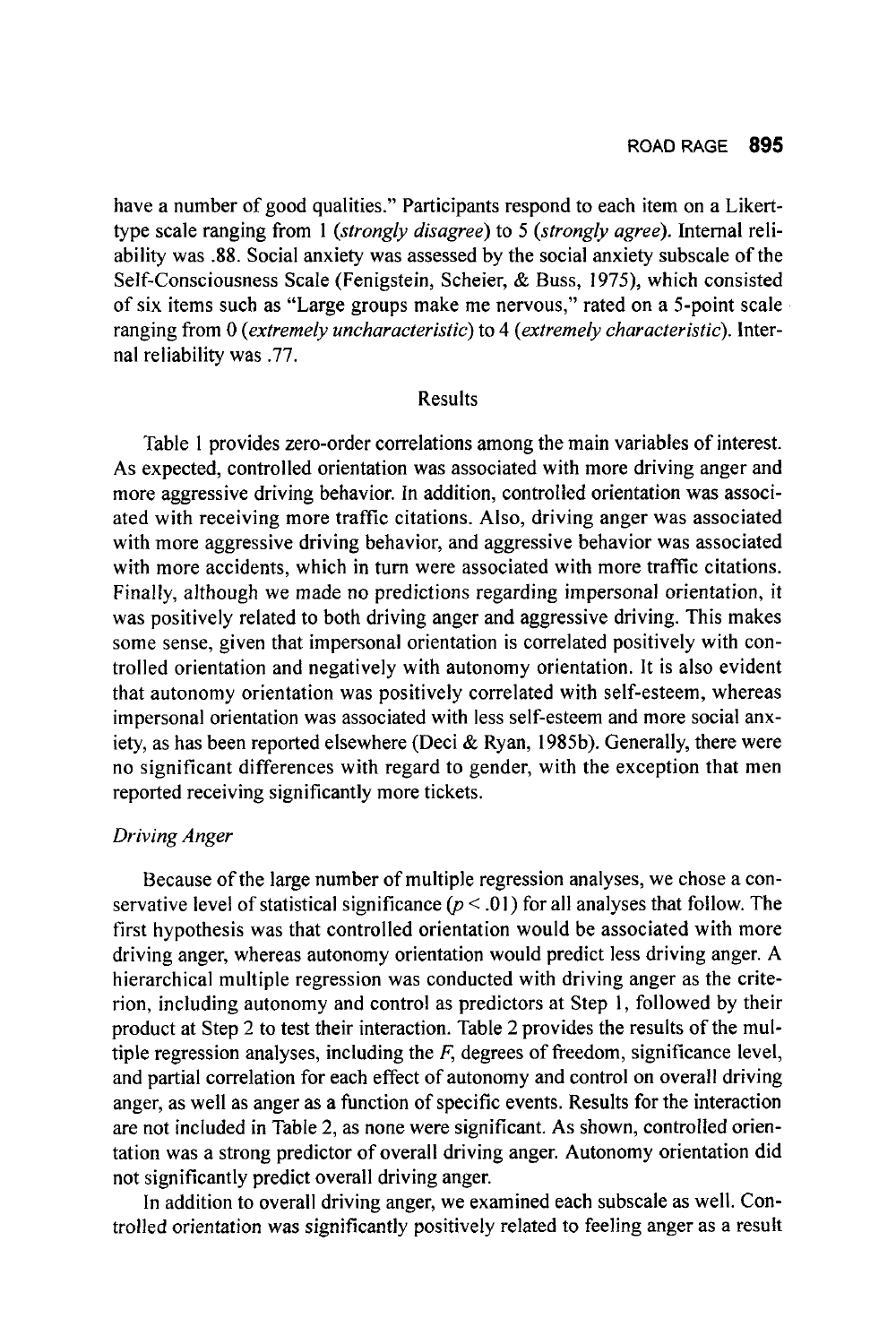have a number of good qualities." Participants respond to each item on a Likert-type scale ranging from 1 (*strongly disagree*) to 5 (*strongly agree*). Internal reliability was .88. Social anxiety was assessed by the social anxiety subscale of the Self-Consciousness Scale (Fenigstein, Scheier, & Buss, 1975), which consisted of six items such as "Large groups make me nervous," rated on a 5-point scale ranging from 0 (*extremely uncharacteristic*) to 4 (*extremely characteristic*). Internal reliability was .77.

## Results

Table 1 provides zero-order correlations among the main variables of interest. As expected, controlled orientation was associated with more driving anger and more aggressive driving behavior. In addition, controlled orientation was associated with receiving more traffic citations. Also, driving anger was associated with more aggressive driving behavior, and aggressive behavior was associated with more accidents, which in turn were associated with more traffic citations. Finally, although we made no predictions regarding impersonal orientation, it was positively related to both driving anger and aggressive driving. This makes some sense, given that impersonal orientation is correlated positively with controlled orientation and negatively with autonomy orientation. It is also evident that autonomy orientation was positively correlated with self-esteem, whereas impersonal orientation was associated with less self-esteem and more social anxiety, as has been reported elsewhere (Deci & Ryan, 1985b). Generally, there were no significant differences with regard to gender, with the exception that men reported receiving significantly more tickets.

### *Driving Anger*

Because of the large number of multiple regression analyses, we chose a conservative level of statistical significance ($p < .01$) for all analyses that follow. The first hypothesis was that controlled orientation would be associated with more driving anger, whereas autonomy orientation would predict less driving anger. A hierarchical multiple regression was conducted with driving anger as the criterion, including autonomy and control as predictors at Step 1, followed by their product at Step 2 to test their interaction. Table 2 provides the results of the multiple regression analyses, including the $F$, degrees of freedom, significance level, and partial correlation for each effect of autonomy and control on overall driving anger, as well as anger as a function of specific events. Results for the interaction are not included in Table 2, as none were significant. As shown, controlled orientation was a strong predictor of overall driving anger. Autonomy orientation did not significantly predict overall driving anger.

In addition to overall driving anger, we examined each subscale as well. Controlled orientation was significantly positively related to feeling anger as a result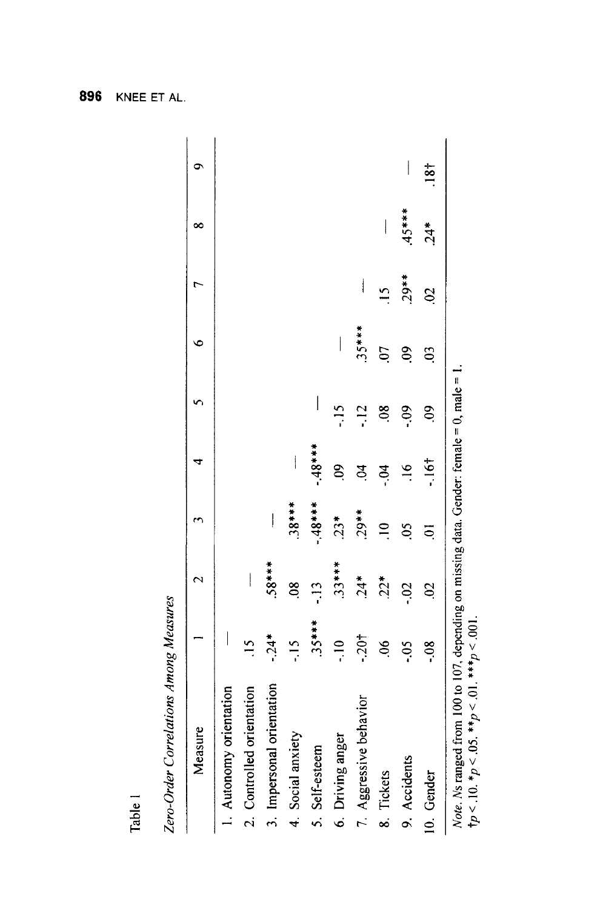Table 1

*Zero-Order Correlations Among Measures*

| Measure | 1 | 2 | 3 | 4 | 5 | 6 | 7 | 8 | 9 |
|---|---|---|---|---|---|---|---|---|---|
| 1. Autonomy orientation | — | | | | | | | | |
| 2. Controlled orientation | .15 | — | | | | | | | |
| 3. Impersonal orientation | -.24* | .58*** | — | | | | | | |
| 4. Social anxiety | -.15 | .08 | .38*** | — | | | | | |
| 5. Self-esteem | .35*** | -.13 | -.48*** | -.48*** | — | | | | |
| 6. Driving anger | -.10 | .33*** | .23* | .09 | -.15 | — | | | |
| 7. Aggressive behavior | -.20† | .24* | .29** | .04 | -.12 | .35*** | — | | |
| 8. Tickets | .06 | .22* | .10 | -.04 | .08 | .07 | .15 | — | |
| 9. Accidents | -.05 | -.02 | .05 | .16 | -.09 | .09 | .29** | .45*** | — |
| 10. Gender | -.08 | .02 | .01 | -.16† | .09 | .03 | .02 | .24* | .18† |

*Note*. *N*s ranged from 100 to 107, depending on missing data. Gender: female = 0, male = 1.
†$p < .10$. *$p < .05$. **$p < .01$. ***$p < .001$.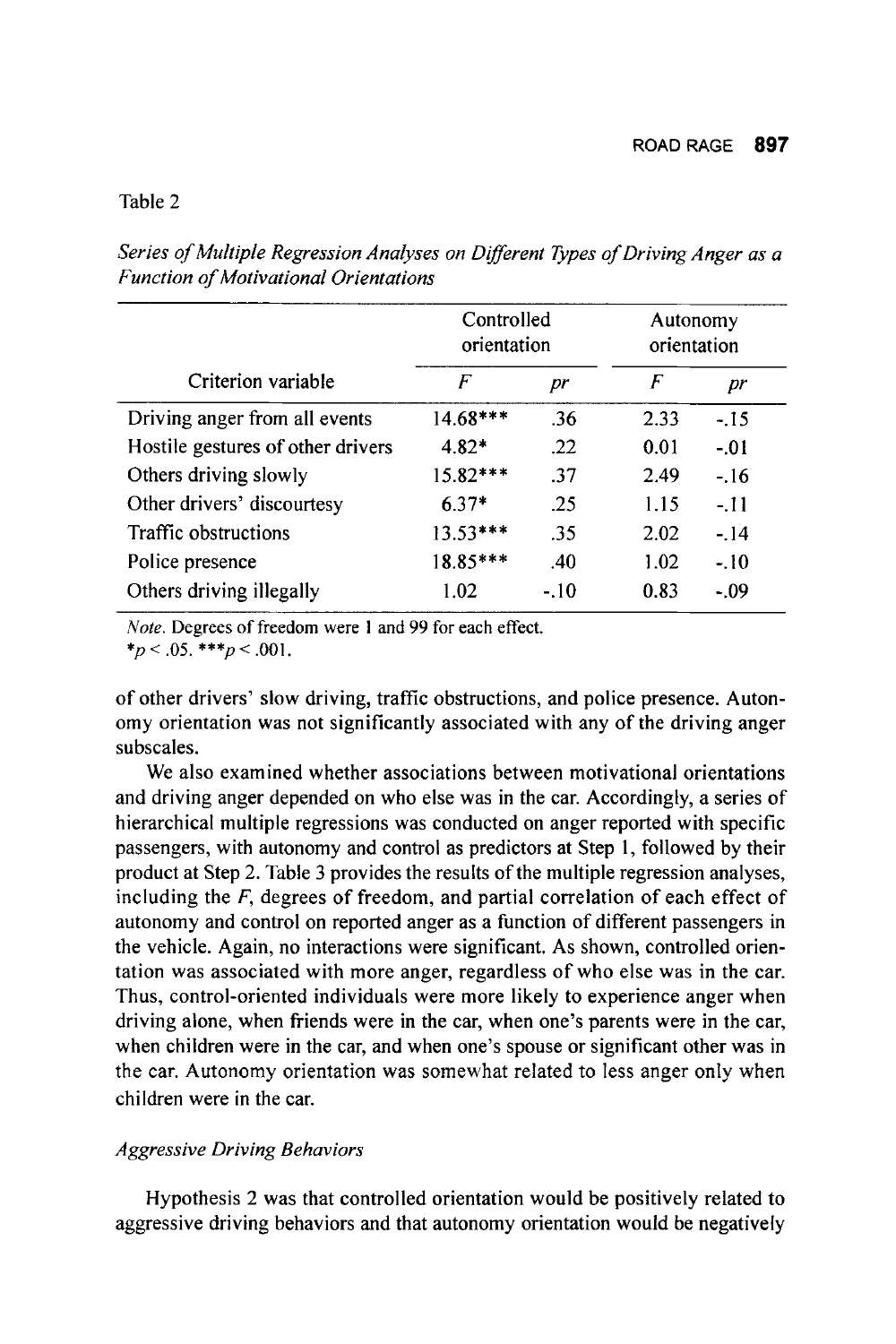Table 2

*Series of Multiple Regression Analyses on Different Types of Driving Anger as a Function of Motivational Orientations*

| Criterion variable | Controlled orientation | | Autonomy orientation | |
|---|---|---|---|---|
| | *F* | *pr* | *F* | *pr* |
| Driving anger from all events | 14.68*** | .36 | 2.33 | -.15 |
| Hostile gestures of other drivers | 4.82* | .22 | 0.01 | -.01 |
| Others driving slowly | 15.82*** | .37 | 2.49 | -.16 |
| Other drivers' discourtesy | 6.37* | .25 | 1.15 | -.11 |
| Traffic obstructions | 13.53*** | .35 | 2.02 | -.14 |
| Police presence | 18.85*** | .40 | 1.02 | -.10 |
| Others driving illegally | 1.02 | -.10 | 0.83 | -.09 |

*Note.* Degrees of freedom were 1 and 99 for each effect.
*$p < .05$. ***$p < .001$.

of other drivers' slow driving, traffic obstructions, and police presence. Autonomy orientation was not significantly associated with any of the driving anger subscales.

We also examined whether associations between motivational orientations and driving anger depended on who else was in the car. Accordingly, a series of hierarchical multiple regressions was conducted on anger reported with specific passengers, with autonomy and control as predictors at Step 1, followed by their product at Step 2. Table 3 provides the results of the multiple regression analyses, including the *F*, degrees of freedom, and partial correlation of each effect of autonomy and control on reported anger as a function of different passengers in the vehicle. Again, no interactions were significant. As shown, controlled orientation was associated with more anger, regardless of who else was in the car. Thus, control-oriented individuals were more likely to experience anger when driving alone, when friends were in the car, when one's parents were in the car, when children were in the car, and when one's spouse or significant other was in the car. Autonomy orientation was somewhat related to less anger only when children were in the car.

### *Aggressive Driving Behaviors*

Hypothesis 2 was that controlled orientation would be positively related to aggressive driving behaviors and that autonomy orientation would be negatively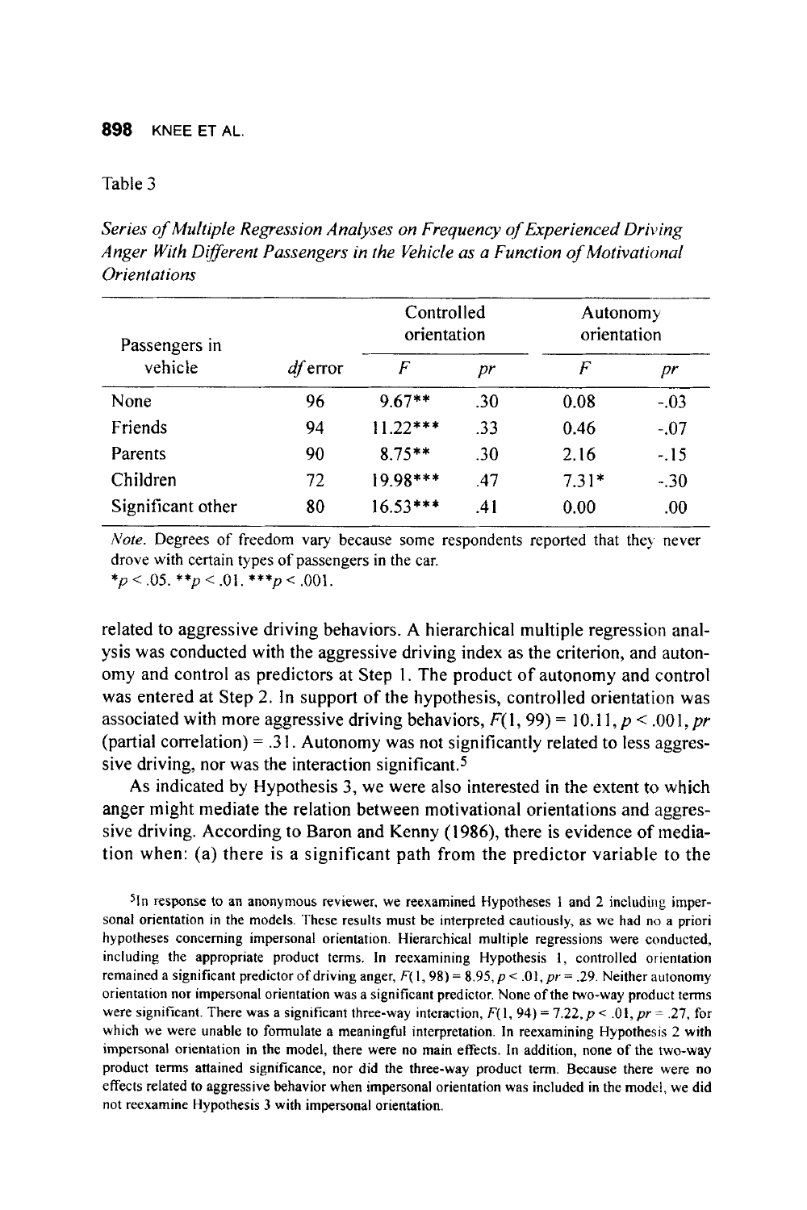Table 3

*Series of Multiple Regression Analyses on Frequency of Experienced Driving Anger With Different Passengers in the Vehicle as a Function of Motivational Orientations*

| Passengers in vehicle | *df* error | Controlled orientation | | Autonomy orientation | |
|---|---|---|---|---|---|
| | | *F* | *pr* | *F* | *pr* |
| None | 96 | 9.67** | .30 | 0.08 | -.03 |
| Friends | 94 | 11.22*** | .33 | 0.46 | -.07 |
| Parents | 90 | 8.75** | .30 | 2.16 | -.15 |
| Children | 72 | 19.98*** | .47 | 7.31* | -.30 |
| Significant other | 80 | 16.53*** | .41 | 0.00 | .00 |

*Note.* Degrees of freedom vary because some respondents reported that they never drove with certain types of passengers in the car.
$*p < .05$. $**p < .01$. $***p < .001$.

related to aggressive driving behaviors. A hierarchical multiple regression analysis was conducted with the aggressive driving index as the criterion, and autonomy and control as predictors at Step 1. The product of autonomy and control was entered at Step 2. In support of the hypothesis, controlled orientation was associated with more aggressive driving behaviors, $F(1, 99) = 10.11$, $p < .001$, *pr* (partial correlation) = .31. Autonomy was not significantly related to less aggressive driving, nor was the interaction significant.[5]

As indicated by Hypothesis 3, we were also interested in the extent to which anger might mediate the relation between motivational orientations and aggressive driving. According to Baron and Kenny (1986), there is evidence of mediation when: (a) there is a significant path from the predictor variable to the

[5]In response to an anonymous reviewer, we reexamined Hypotheses 1 and 2 including impersonal orientation in the models. These results must be interpreted cautiously, as we had no a priori hypotheses concerning impersonal orientation. Hierarchical multiple regressions were conducted, including the appropriate product terms. In reexamining Hypothesis 1, controlled orientation remained a significant predictor of driving anger, $F(1, 98) = 8.95$, $p < .01$, $pr = .29$. Neither autonomy orientation nor impersonal orientation was a significant predictor. None of the two-way product terms were significant. There was a significant three-way interaction, $F(1, 94) = 7.22$, $p < .01$, $pr = .27$, for which we were unable to formulate a meaningful interpretation. In reexamining Hypothesis 2 with impersonal orientation in the model, there were no main effects. In addition, none of the two-way product terms attained significance, nor did the three-way product term. Because there were no effects related to aggressive behavior when impersonal orientation was included in the model, we did not reexamine Hypothesis 3 with impersonal orientation.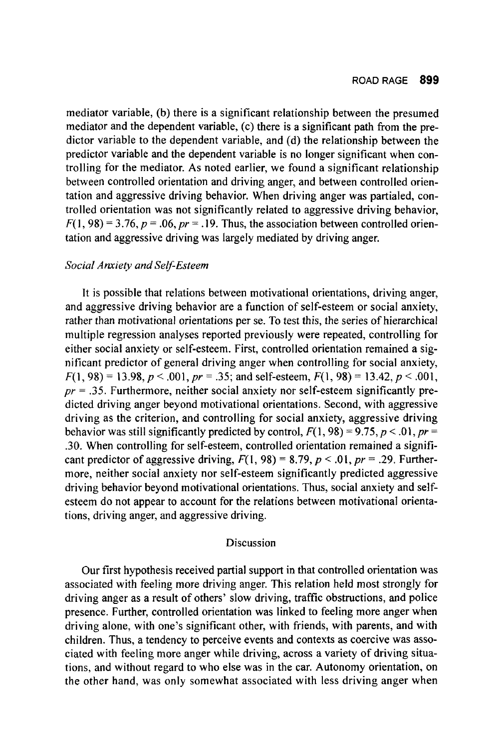mediator variable, (b) there is a significant relationship between the presumed mediator and the dependent variable, (c) there is a significant path from the predictor variable to the dependent variable, and (d) the relationship between the predictor variable and the dependent variable is no longer significant when controlling for the mediator. As noted earlier, we found a significant relationship between controlled orientation and driving anger, and between controlled orientation and aggressive driving behavior. When driving anger was partialed, controlled orientation was not significantly related to aggressive driving behavior, $F(1, 98) = 3.76$, $p = .06$, $pr = .19$. Thus, the association between controlled orientation and aggressive driving was largely mediated by driving anger.

### *Social Anxiety and Self-Esteem*

It is possible that relations between motivational orientations, driving anger, and aggressive driving behavior are a function of self-esteem or social anxiety, rather than motivational orientations per se. To test this, the series of hierarchical multiple regression analyses reported previously were repeated, controlling for either social anxiety or self-esteem. First, controlled orientation remained a significant predictor of general driving anger when controlling for social anxiety, $F(1, 98) = 13.98$, $p < .001$, $pr = .35$; and self-esteem, $F(1, 98) = 13.42$, $p < .001$, $pr = .35$. Furthermore, neither social anxiety nor self-esteem significantly predicted driving anger beyond motivational orientations. Second, with aggressive driving as the criterion, and controlling for social anxiety, aggressive driving behavior was still significantly predicted by control, $F(1, 98) = 9.75$, $p < .01$, $pr = .30$. When controlling for self-esteem, controlled orientation remained a significant predictor of aggressive driving, $F(1, 98) = 8.79$, $p < .01$, $pr = .29$. Furthermore, neither social anxiety nor self-esteem significantly predicted aggressive driving behavior beyond motivational orientations. Thus, social anxiety and self-esteem do not appear to account for the relations between motivational orientations, driving anger, and aggressive driving.

## Discussion

Our first hypothesis received partial support in that controlled orientation was associated with feeling more driving anger. This relation held most strongly for driving anger as a result of others' slow driving, traffic obstructions, and police presence. Further, controlled orientation was linked to feeling more anger when driving alone, with one's significant other, with friends, with parents, and with children. Thus, a tendency to perceive events and contexts as coercive was associated with feeling more anger while driving, across a variety of driving situations, and without regard to who else was in the car. Autonomy orientation, on the other hand, was only somewhat associated with less driving anger when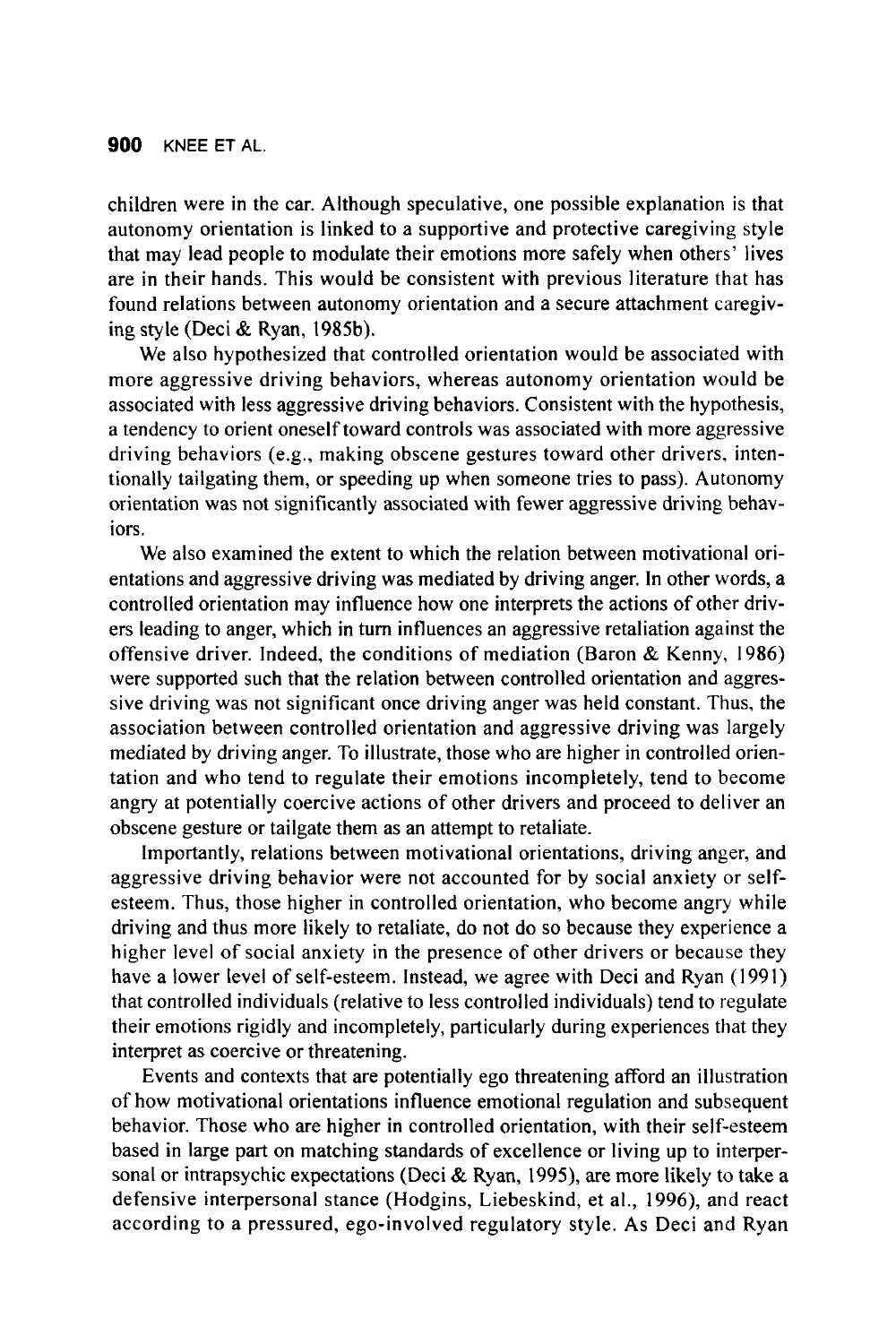children were in the car. Although speculative, one possible explanation is that autonomy orientation is linked to a supportive and protective caregiving style that may lead people to modulate their emotions more safely when others' lives are in their hands. This would be consistent with previous literature that has found relations between autonomy orientation and a secure attachment caregiving style (Deci & Ryan, 1985b).

We also hypothesized that controlled orientation would be associated with more aggressive driving behaviors, whereas autonomy orientation would be associated with less aggressive driving behaviors. Consistent with the hypothesis, a tendency to orient oneself toward controls was associated with more aggressive driving behaviors (e.g., making obscene gestures toward other drivers, intentionally tailgating them, or speeding up when someone tries to pass). Autonomy orientation was not significantly associated with fewer aggressive driving behaviors.

We also examined the extent to which the relation between motivational orientations and aggressive driving was mediated by driving anger. In other words, a controlled orientation may influence how one interprets the actions of other drivers leading to anger, which in turn influences an aggressive retaliation against the offensive driver. Indeed, the conditions of mediation (Baron & Kenny, 1986) were supported such that the relation between controlled orientation and aggressive driving was not significant once driving anger was held constant. Thus, the association between controlled orientation and aggressive driving was largely mediated by driving anger. To illustrate, those who are higher in controlled orientation and who tend to regulate their emotions incompletely, tend to become angry at potentially coercive actions of other drivers and proceed to deliver an obscene gesture or tailgate them as an attempt to retaliate.

Importantly, relations between motivational orientations, driving anger, and aggressive driving behavior were not accounted for by social anxiety or self-esteem. Thus, those higher in controlled orientation, who become angry while driving and thus more likely to retaliate, do not do so because they experience a higher level of social anxiety in the presence of other drivers or because they have a lower level of self-esteem. Instead, we agree with Deci and Ryan (1991) that controlled individuals (relative to less controlled individuals) tend to regulate their emotions rigidly and incompletely, particularly during experiences that they interpret as coercive or threatening.

Events and contexts that are potentially ego threatening afford an illustration of how motivational orientations influence emotional regulation and subsequent behavior. Those who are higher in controlled orientation, with their self-esteem based in large part on matching standards of excellence or living up to interpersonal or intrapsychic expectations (Deci & Ryan, 1995), are more likely to take a defensive interpersonal stance (Hodgins, Liebeskind, et al., 1996), and react according to a pressured, ego-involved regulatory style. As Deci and Ryan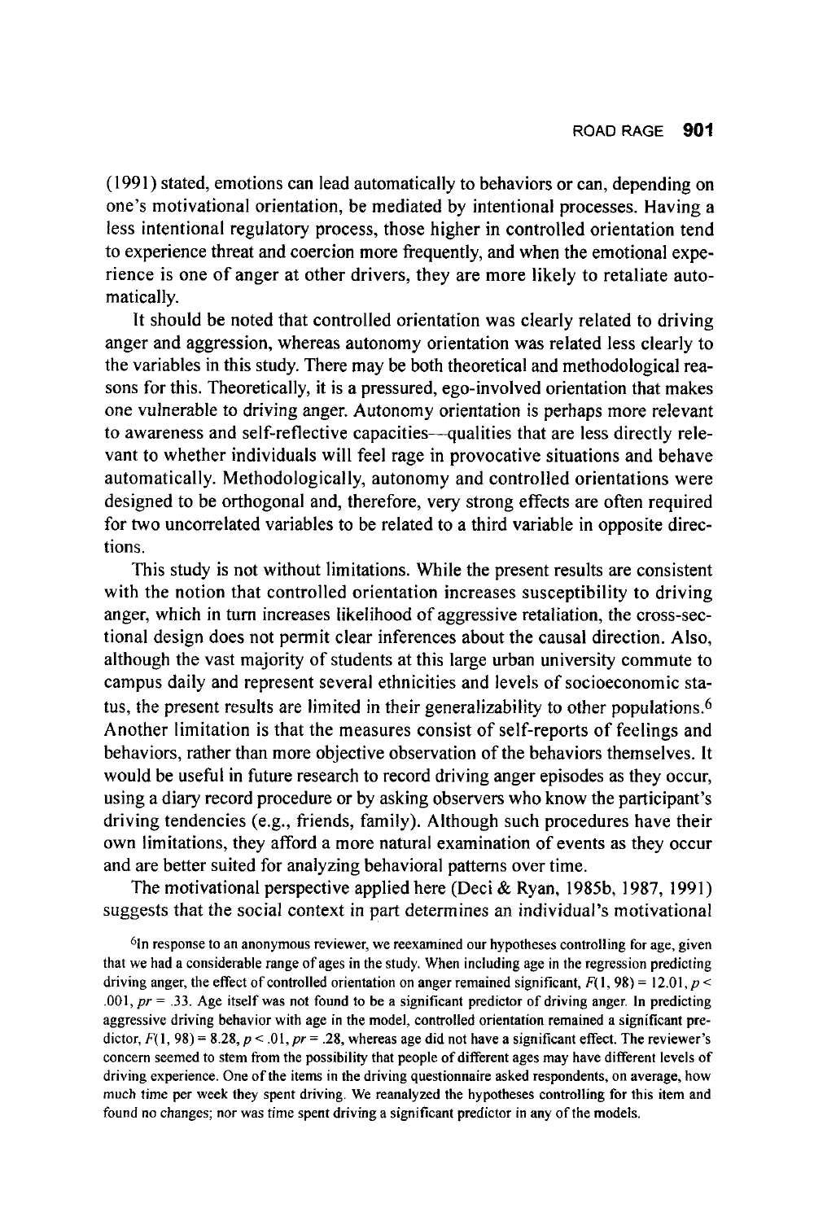(1991) stated, emotions can lead automatically to behaviors or can, depending on one's motivational orientation, be mediated by intentional processes. Having a less intentional regulatory process, those higher in controlled orientation tend to experience threat and coercion more frequently, and when the emotional experience is one of anger at other drivers, they are more likely to retaliate automatically.

It should be noted that controlled orientation was clearly related to driving anger and aggression, whereas autonomy orientation was related less clearly to the variables in this study. There may be both theoretical and methodological reasons for this. Theoretically, it is a pressured, ego-involved orientation that makes one vulnerable to driving anger. Autonomy orientation is perhaps more relevant to awareness and self-reflective capacities—qualities that are less directly relevant to whether individuals will feel rage in provocative situations and behave automatically. Methodologically, autonomy and controlled orientations were designed to be orthogonal and, therefore, very strong effects are often required for two uncorrelated variables to be related to a third variable in opposite directions.

This study is not without limitations. While the present results are consistent with the notion that controlled orientation increases susceptibility to driving anger, which in turn increases likelihood of aggressive retaliation, the cross-sectional design does not permit clear inferences about the causal direction. Also, although the vast majority of students at this large urban university commute to campus daily and represent several ethnicities and levels of socioeconomic status, the present results are limited in their generalizability to other populations.[6] Another limitation is that the measures consist of self-reports of feelings and behaviors, rather than more objective observation of the behaviors themselves. It would be useful in future research to record driving anger episodes as they occur, using a diary record procedure or by asking observers who know the participant's driving tendencies (e.g., friends, family). Although such procedures have their own limitations, they afford a more natural examination of events as they occur and are better suited for analyzing behavioral patterns over time.

The motivational perspective applied here (Deci & Ryan, 1985b, 1987, 1991) suggests that the social context in part determines an individual's motivational

[6] In response to an anonymous reviewer, we reexamined our hypotheses controlling for age, given that we had a considerable range of ages in the study. When including age in the regression predicting driving anger, the effect of controlled orientation on anger remained significant, $F(1, 98) = 12.01$, $p < .001$, $pr = .33$. Age itself was not found to be a significant predictor of driving anger. In predicting aggressive driving behavior with age in the model, controlled orientation remained a significant predictor, $F(1, 98) = 8.28$, $p < .01$, $pr = .28$, whereas age did not have a significant effect. The reviewer's concern seemed to stem from the possibility that people of different ages may have different levels of driving experience. One of the items in the driving questionnaire asked respondents, on average, how much time per week they spent driving. We reanalyzed the hypotheses controlling for this item and found no changes; nor was time spent driving a significant predictor in any of the models.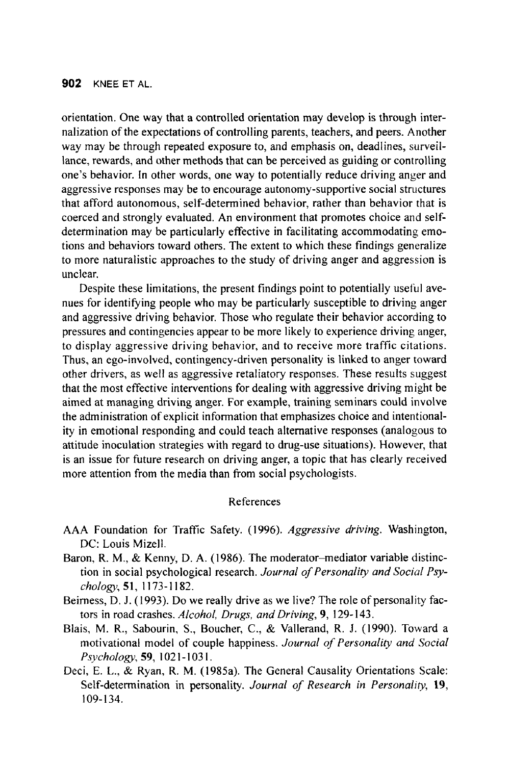orientation. One way that a controlled orientation may develop is through internalization of the expectations of controlling parents, teachers, and peers. Another way may be through repeated exposure to, and emphasis on, deadlines, surveillance, rewards, and other methods that can be perceived as guiding or controlling one's behavior. In other words, one way to potentially reduce driving anger and aggressive responses may be to encourage autonomy-supportive social structures that afford autonomous, self-determined behavior, rather than behavior that is coerced and strongly evaluated. An environment that promotes choice and self-determination may be particularly effective in facilitating accommodating emotions and behaviors toward others. The extent to which these findings generalize to more naturalistic approaches to the study of driving anger and aggression is unclear.

Despite these limitations, the present findings point to potentially useful avenues for identifying people who may be particularly susceptible to driving anger and aggressive driving behavior. Those who regulate their behavior according to pressures and contingencies appear to be more likely to experience driving anger, to display aggressive driving behavior, and to receive more traffic citations. Thus, an ego-involved, contingency-driven personality is linked to anger toward other drivers, as well as aggressive retaliatory responses. These results suggest that the most effective interventions for dealing with aggressive driving might be aimed at managing driving anger. For example, training seminars could involve the administration of explicit information that emphasizes choice and intentionality in emotional responding and could teach alternative responses (analogous to attitude inoculation strategies with regard to drug-use situations). However, that is an issue for future research on driving anger, a topic that has clearly received more attention from the media than from social psychologists.

## References

AAA Foundation for Traffic Safety. (1996). *Aggressive driving*. Washington, DC: Louis Mizell.

Baron, R. M., & Kenny, D. A. (1986). The moderator–mediator variable distinction in social psychological research. *Journal of Personality and Social Psychology*, **51**, 1173-1182.

Beirness, D. J. (1993). Do we really drive as we live? The role of personality factors in road crashes. *Alcohol, Drugs, and Driving*, **9**, 129-143.

Blais, M. R., Sabourin, S., Boucher, C., & Vallerand, R. J. (1990). Toward a motivational model of couple happiness. *Journal of Personality and Social Psychology*, **59**, 1021-1031.

Deci, E. L., & Ryan, R. M. (1985a). The General Causality Orientations Scale: Self-determination in personality. *Journal of Research in Personality*, **19**, 109-134.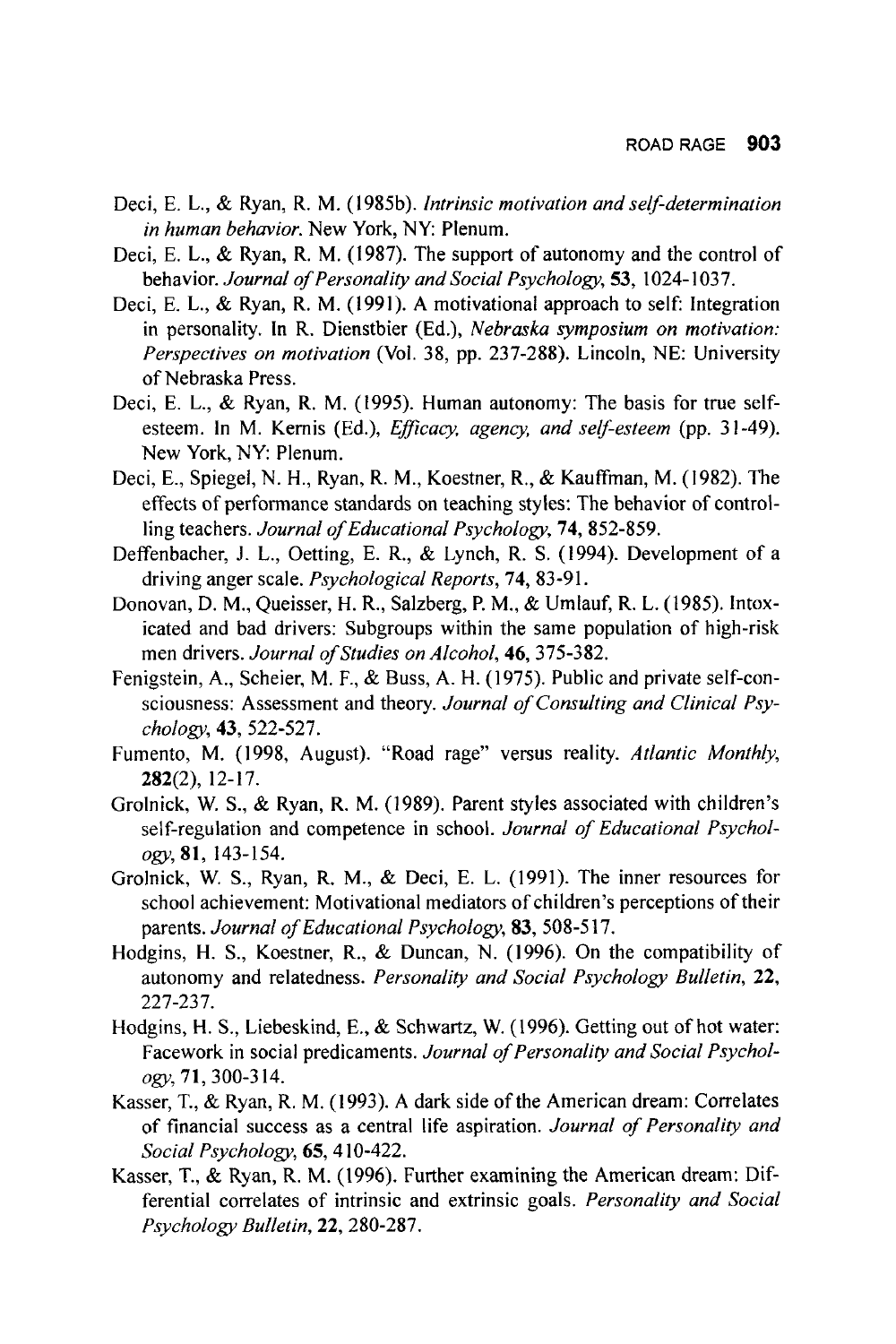Deci, E. L., & Ryan, R. M. (1985b). *Intrinsic motivation and self-determination in human behavior.* New York, NY: Plenum.

Deci, E. L., & Ryan, R. M. (1987). The support of autonomy and the control of behavior. *Journal of Personality and Social Psychology,* **53**, 1024-1037.

Deci, E. L., & Ryan, R. M. (1991). A motivational approach to self: Integration in personality. In R. Dienstbier (Ed.), *Nebraska symposium on motivation: Perspectives on motivation* (Vol. 38, pp. 237-288). Lincoln, NE: University of Nebraska Press.

Deci, E. L., & Ryan, R. M. (1995). Human autonomy: The basis for true self-esteem. In M. Kernis (Ed.), *Efficacy, agency, and self-esteem* (pp. 31-49). New York, NY: Plenum.

Deci, E., Spiegel, N. H., Ryan, R. M., Koestner, R., & Kauffman, M. (1982). The effects of performance standards on teaching styles: The behavior of controlling teachers. *Journal of Educational Psychology,* **74**, 852-859.

Deffenbacher, J. L., Oetting, E. R., & Lynch, R. S. (1994). Development of a driving anger scale. *Psychological Reports,* **74**, 83-91.

Donovan, D. M., Queisser, H. R., Salzberg, P. M., & Umlauf, R. L. (1985). Intoxicated and bad drivers: Subgroups within the same population of high-risk men drivers. *Journal of Studies on Alcohol,* **46**, 375-382.

Fenigstein, A., Scheier, M. F., & Buss, A. H. (1975). Public and private self-consciousness: Assessment and theory. *Journal of Consulting and Clinical Psychology,* **43**, 522-527.

Fumento, M. (1998, August). "Road rage" versus reality. *Atlantic Monthly,* **282**(2), 12-17.

Grolnick, W. S., & Ryan, R. M. (1989). Parent styles associated with children's self-regulation and competence in school. *Journal of Educational Psychology,* **81**, 143-154.

Grolnick, W. S., Ryan, R. M., & Deci, E. L. (1991). The inner resources for school achievement: Motivational mediators of children's perceptions of their parents. *Journal of Educational Psychology,* **83**, 508-517.

Hodgins, H. S., Koestner, R., & Duncan, N. (1996). On the compatibility of autonomy and relatedness. *Personality and Social Psychology Bulletin,* **22**, 227-237.

Hodgins, H. S., Liebeskind, E., & Schwartz, W. (1996). Getting out of hot water: Facework in social predicaments. *Journal of Personality and Social Psychology,* **71**, 300-314.

Kasser, T., & Ryan, R. M. (1993). A dark side of the American dream: Correlates of financial success as a central life aspiration. *Journal of Personality and Social Psychology,* **65**, 410-422.

Kasser, T., & Ryan, R. M. (1996). Further examining the American dream: Differential correlates of intrinsic and extrinsic goals. *Personality and Social Psychology Bulletin,* **22**, 280-287.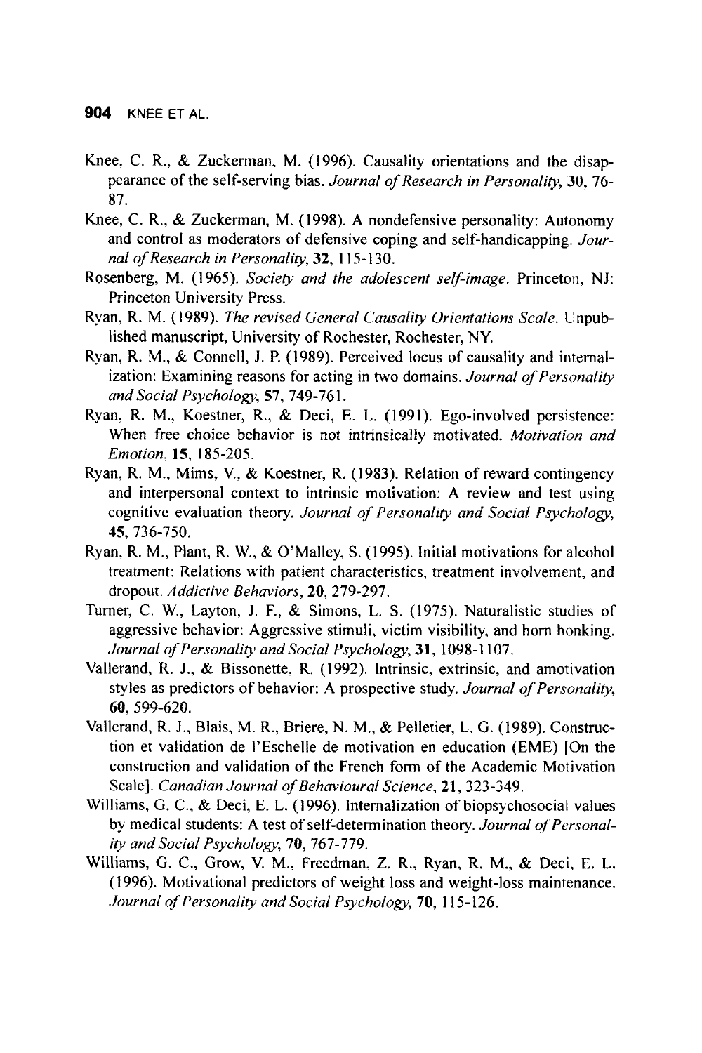Knee, C. R., & Zuckerman, M. (1996). Causality orientations and the disappearance of the self-serving bias. *Journal of Research in Personality*, **30**, 76-87.

Knee, C. R., & Zuckerman, M. (1998). A nondefensive personality: Autonomy and control as moderators of defensive coping and self-handicapping. *Journal of Research in Personality*, **32**, 115-130.

Rosenberg, M. (1965). *Society and the adolescent self-image*. Princeton, NJ: Princeton University Press.

Ryan, R. M. (1989). *The revised General Causality Orientations Scale*. Unpublished manuscript, University of Rochester, Rochester, NY.

Ryan, R. M., & Connell, J. P. (1989). Perceived locus of causality and internalization: Examining reasons for acting in two domains. *Journal of Personality and Social Psychology*, **57**, 749-761.

Ryan, R. M., Koestner, R., & Deci, E. L. (1991). Ego-involved persistence: When free choice behavior is not intrinsically motivated. *Motivation and Emotion*, **15**, 185-205.

Ryan, R. M., Mims, V., & Koestner, R. (1983). Relation of reward contingency and interpersonal context to intrinsic motivation: A review and test using cognitive evaluation theory. *Journal of Personality and Social Psychology*, **45**, 736-750.

Ryan, R. M., Plant, R. W., & O'Malley, S. (1995). Initial motivations for alcohol treatment: Relations with patient characteristics, treatment involvement, and dropout. *Addictive Behaviors*, **20**, 279-297.

Turner, C. W., Layton, J. F., & Simons, L. S. (1975). Naturalistic studies of aggressive behavior: Aggressive stimuli, victim visibility, and horn honking. *Journal of Personality and Social Psychology*, **31**, 1098-1107.

Vallerand, R. J., & Bissonette, R. (1992). Intrinsic, extrinsic, and amotivation styles as predictors of behavior: A prospective study. *Journal of Personality*, **60**, 599-620.

Vallerand, R. J., Blais, M. R., Briere, N. M., & Pelletier, L. G. (1989). Construction et validation de l'Eschelle de motivation en education (EME) [On the construction and validation of the French form of the Academic Motivation Scale]. *Canadian Journal of Behavioural Science*, **21**, 323-349.

Williams, G. C., & Deci, E. L. (1996). Internalization of biopsychosocial values by medical students: A test of self-determination theory. *Journal of Personality and Social Psychology*, **70**, 767-779.

Williams, G. C., Grow, V. M., Freedman, Z. R., Ryan, R. M., & Deci, E. L. (1996). Motivational predictors of weight loss and weight-loss maintenance. *Journal of Personality and Social Psychology*, **70**, 115-126.